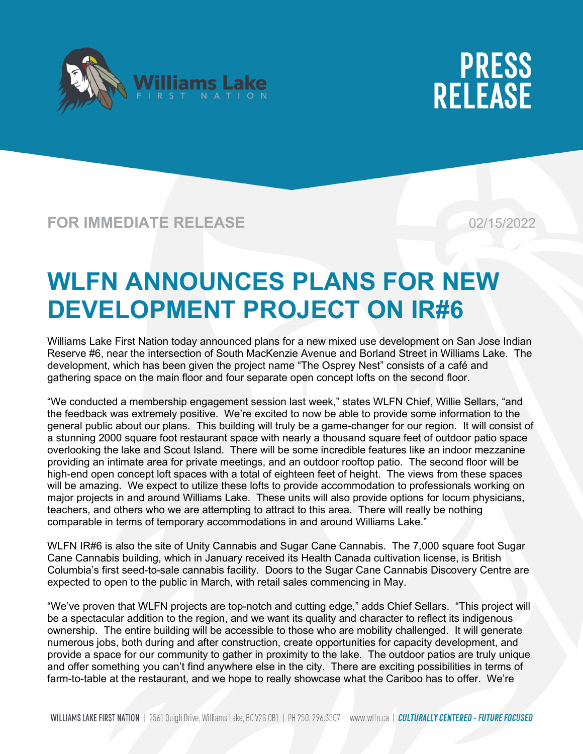Williams Lake First Nation

# PRESS RELEASE

**FOR IMMEDIATE RELEASE** 02/15/2022

# WLFN ANNOUNCES PLANS FOR NEW DEVELOPMENT PROJECT ON IR#6

Williams Lake First Nation today announced plans for a new mixed use development on San Jose Indian Reserve #6, near the intersection of South MacKenzie Avenue and Borland Street in Williams Lake. The development, which has been given the project name "The Osprey Nest" consists of a café and gathering space on the main floor and four separate open concept lofts on the second floor.

"We conducted a membership engagement session last week," states WLFN Chief, Willie Sellars, "and the feedback was extremely positive. We're excited to now be able to provide some information to the general public about our plans. This building will truly be a game-changer for our region. It will consist of a stunning 2000 square foot restaurant space with nearly a thousand square feet of outdoor patio space overlooking the lake and Scout Island. There will be some incredible features like an indoor mezzanine providing an intimate area for private meetings, and an outdoor rooftop patio. The second floor will be high-end open concept loft spaces with a total of eighteen feet of height. The views from these spaces will be amazing. We expect to utilize these lofts to provide accommodation to professionals working on major projects in and around Williams Lake. These units will also provide options for locum physicians, teachers, and others who we are attempting to attract to this area. There will really be nothing comparable in terms of temporary accommodations in and around Williams Lake."

WLFN IR#6 is also the site of Unity Cannabis and Sugar Cane Cannabis. The 7,000 square foot Sugar Cane Cannabis building, which in January received its Health Canada cultivation license, is British Columbia's first seed-to-sale cannabis facility. Doors to the Sugar Cane Cannabis Discovery Centre are expected to open to the public in March, with retail sales commencing in May.

"We've proven that WLFN projects are top-notch and cutting edge," adds Chief Sellars. "This project will be a spectacular addition to the region, and we want its quality and character to reflect its indigenous ownership. The entire building will be accessible to those who are mobility challenged. It will generate numerous jobs, both during and after construction, create opportunities for capacity development, and provide a space for our community to gather in proximity to the lake. The outdoor patios are truly unique and offer something you can't find anywhere else in the city. There are exciting possibilities in terms of farm-to-table at the restaurant, and we hope to really showcase what the Cariboo has to offer. We're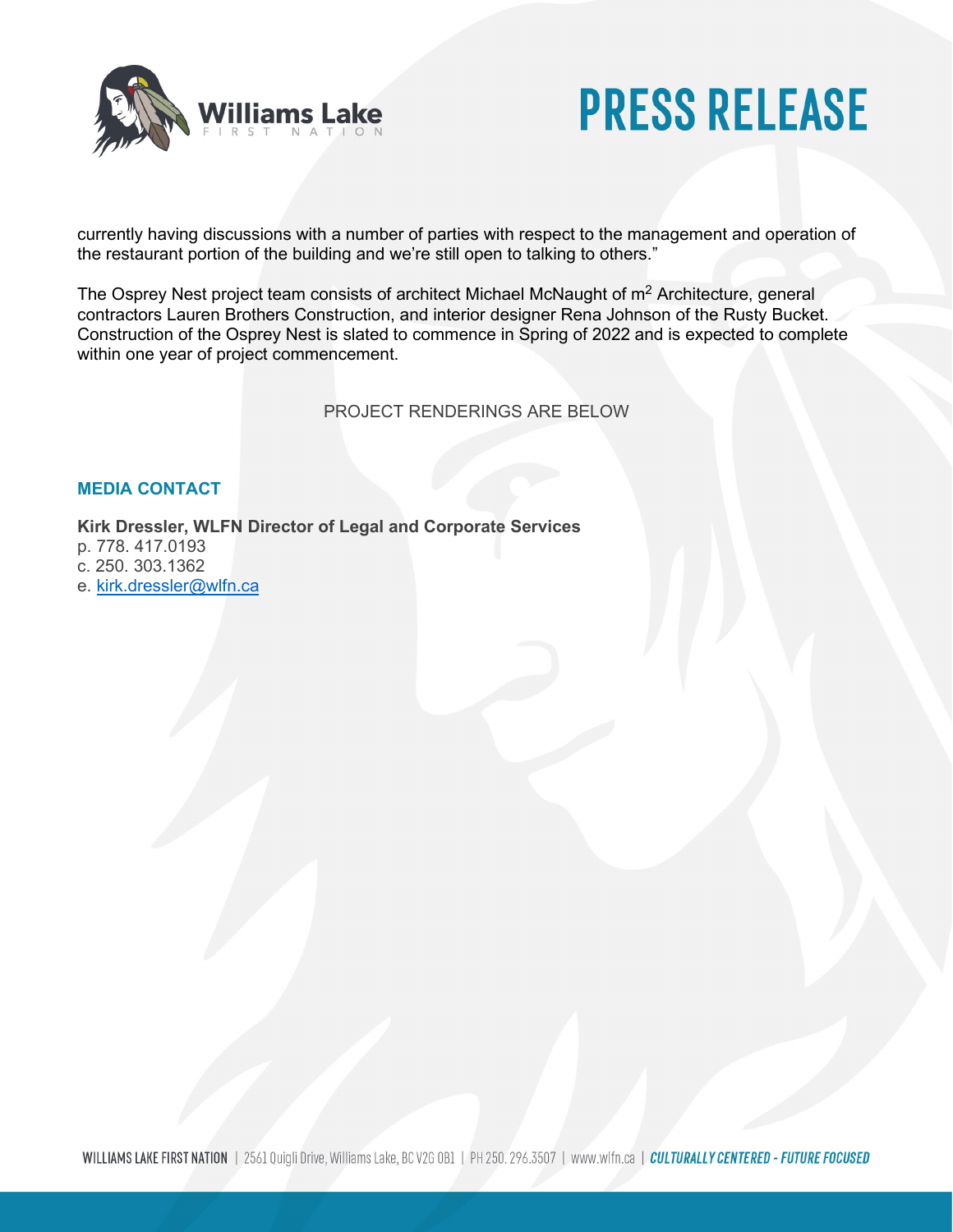currently having discussions with a number of parties with respect to the management and operation of the restaurant portion of the building and we're still open to talking to others."

The Osprey Nest project team consists of architect Michael McNaught of m$^2$ Architecture, general contractors Lauren Brothers Construction, and interior designer Rena Johnson of the Rusty Bucket. Construction of the Osprey Nest is slated to commence in Spring of 2022 and is expected to complete within one year of project commencement.

PROJECT RENDERINGS ARE BELOW

## MEDIA CONTACT

**Kirk Dressler, WLFN Director of Legal and Corporate Services**
p. 778. 417.0193
c. 250. 303.1362
e. kirk.dressler@wlfn.ca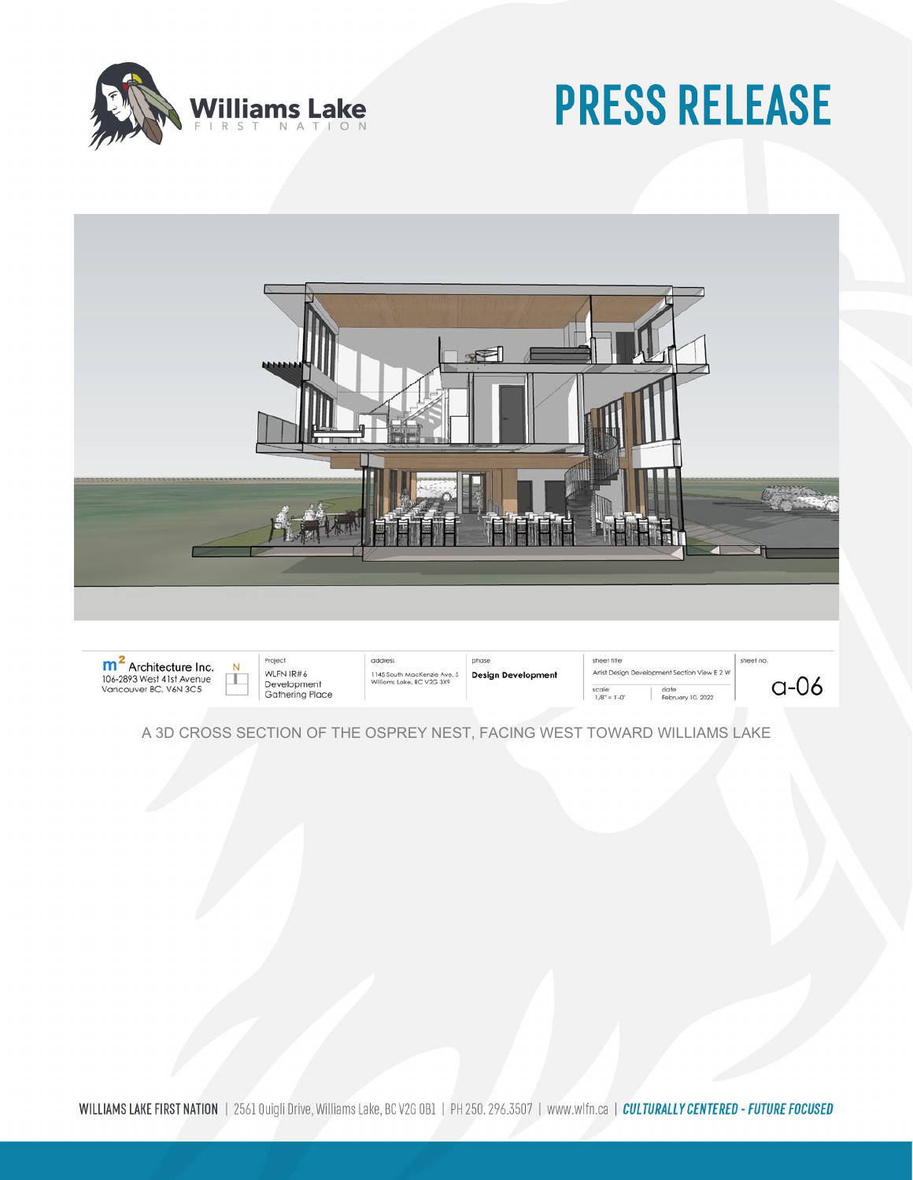# PRESS RELEASE

A 3D CROSS SECTION OF THE OSPREY NEST, FACING WEST TOWARD WILLIAMS LAKE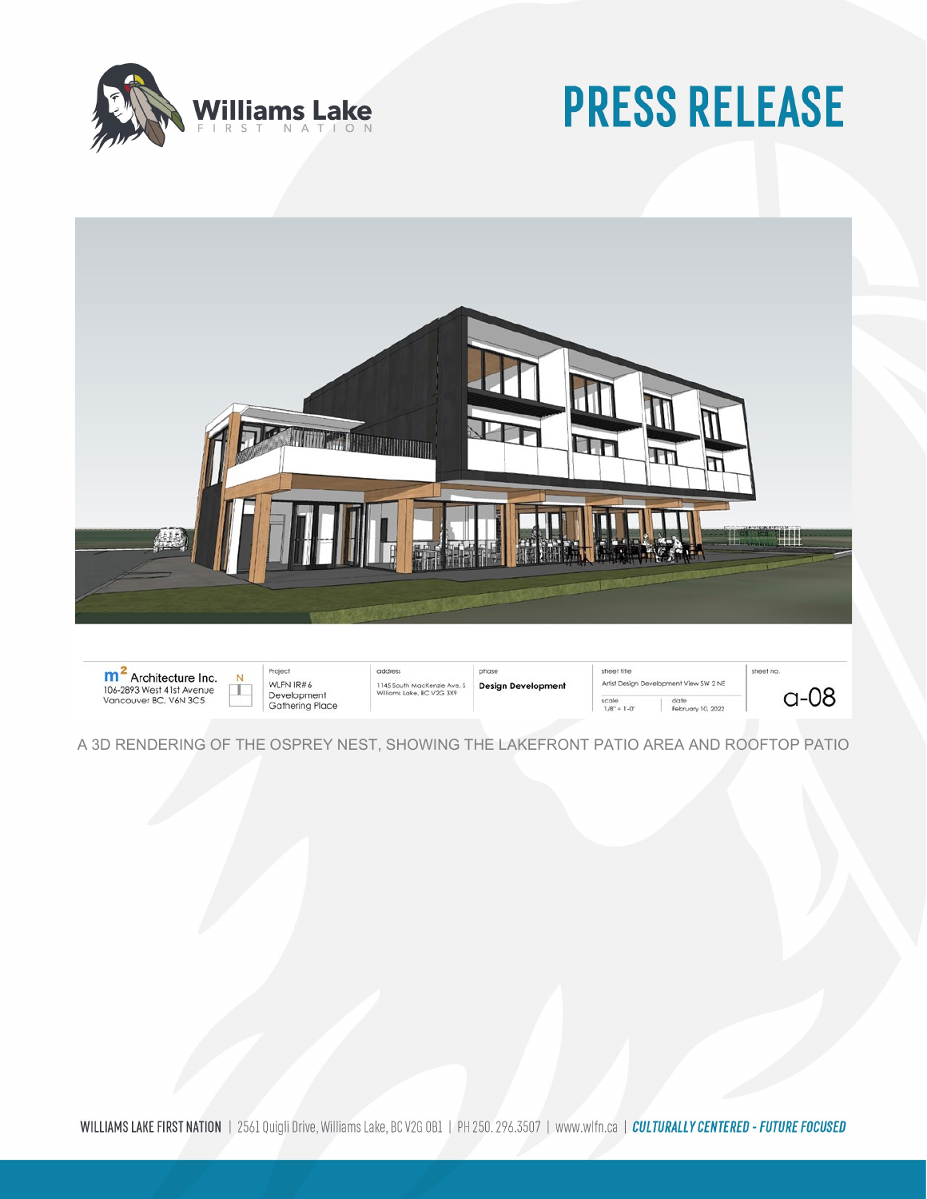A 3D RENDERING OF THE OSPREY NEST, SHOWING THE LAKEFRONT PATIO AREA AND ROOFTOP PATIO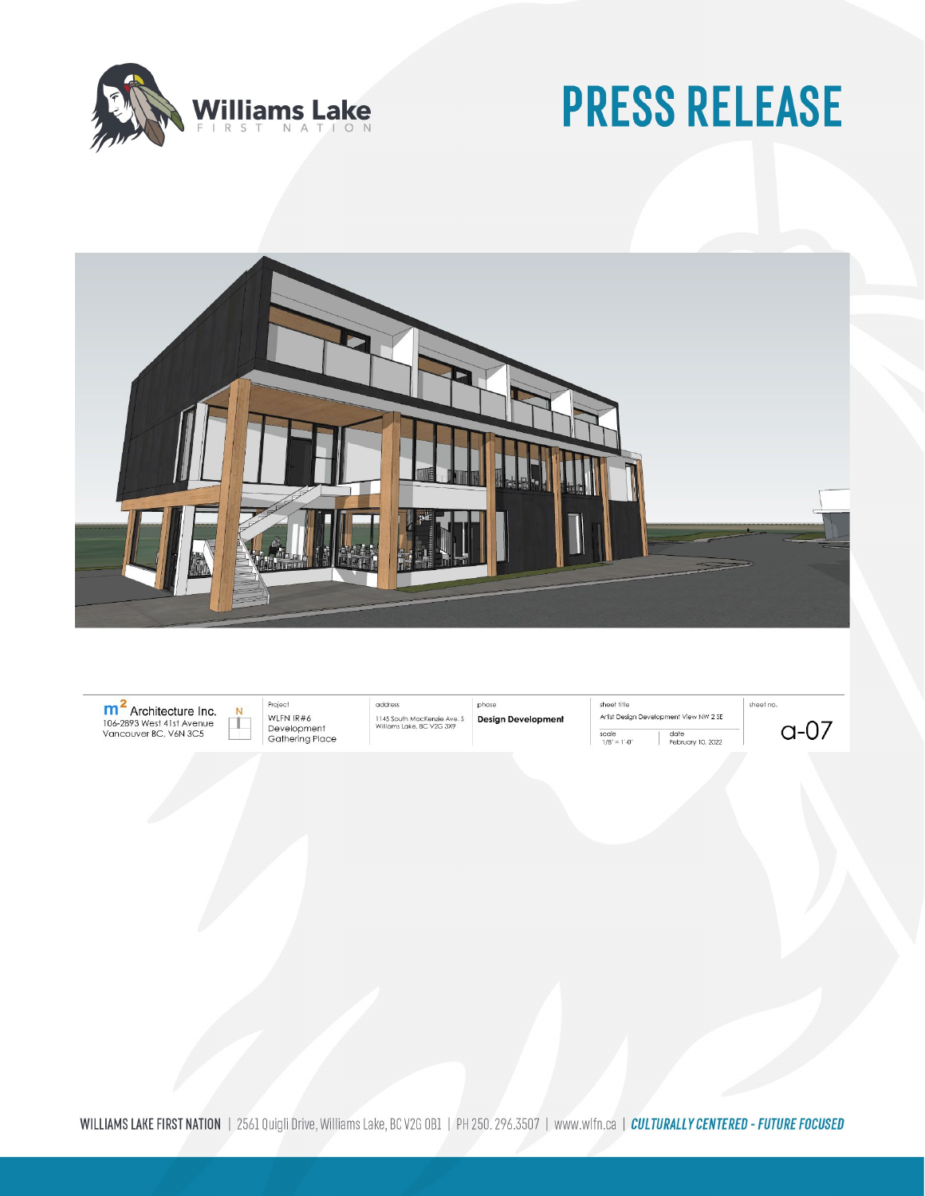# PRESS RELEASE

m² Architecture Inc.
106-2893 West 41st Avenue
Vancouver BC, V6N 3C5

| Project | address | phase | sheet title | sheet no. |
|---|---|---|---|---|
| WLFN IR#6 Development Gathering Place | 1145 South MacKenzie Ave. S Williams Lake, BC V2G 3X9 | Design Development | Artist Design Development View NW 2 SE<br>scale 1/8" = 1'-0"<br>date February 10, 2022 | a-07 |